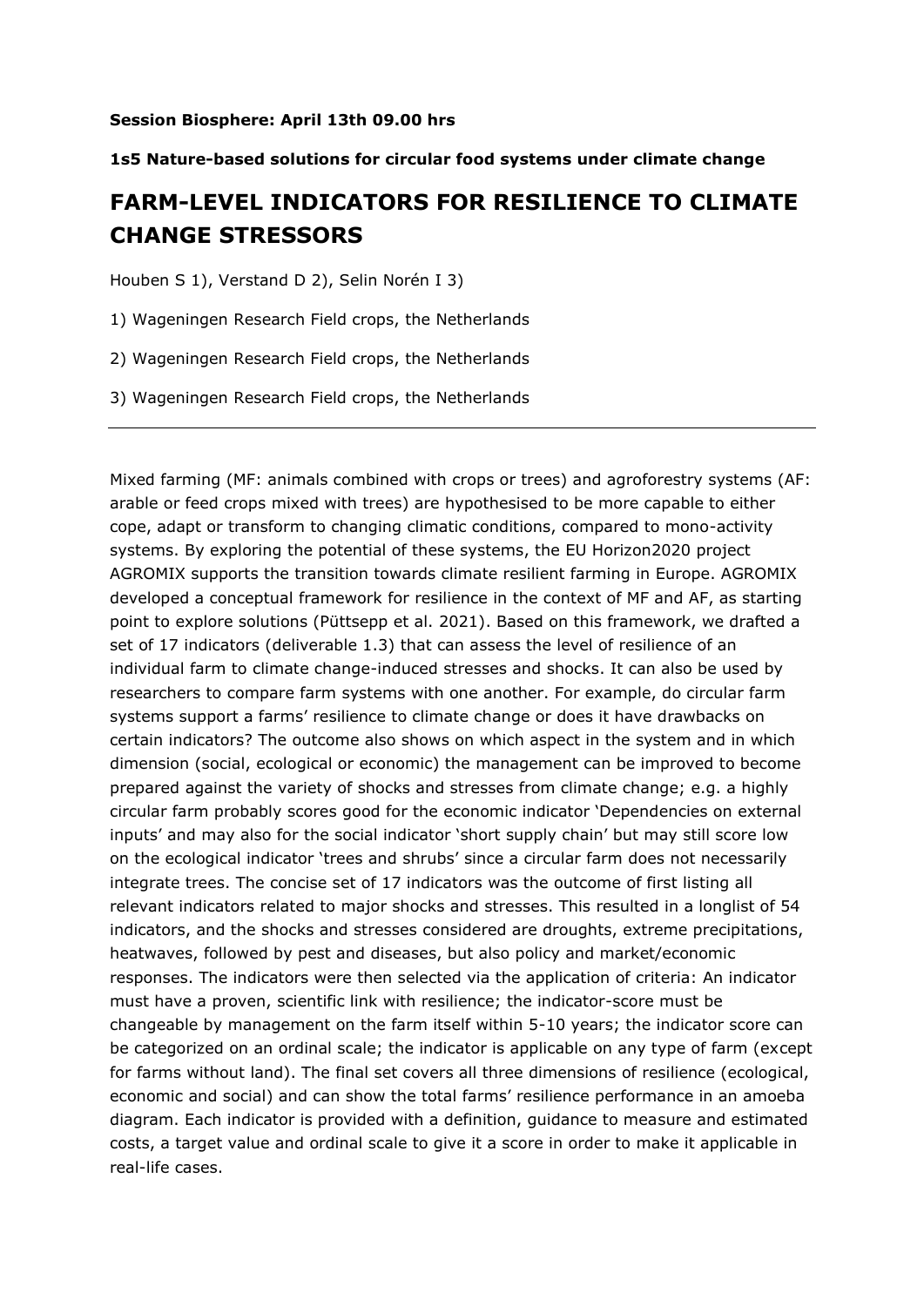**Session Biosphere: April 13th 09.00 hrs**

**1s5 Nature-based solutions for circular food systems under climate change**

# FARM-LEVEL INDICATORS FOR RESILIENCE TO CLIMATE CHANGE STRESSORS

Houben S 1), Verstand D 2), Selin Norén I 3)

1) Wageningen Research Field crops, the Netherlands

2) Wageningen Research Field crops, the Netherlands

3) Wageningen Research Field crops, the Netherlands

---

Mixed farming (MF: animals combined with crops or trees) and agroforestry systems (AF: arable or feed crops mixed with trees) are hypothesised to be more capable to either cope, adapt or transform to changing climatic conditions, compared to mono-activity systems. By exploring the potential of these systems, the EU Horizon2020 project AGROMIX supports the transition towards climate resilient farming in Europe. AGROMIX developed a conceptual framework for resilience in the context of MF and AF, as starting point to explore solutions (Püttsepp et al. 2021). Based on this framework, we drafted a set of 17 indicators (deliverable 1.3) that can assess the level of resilience of an individual farm to climate change-induced stresses and shocks. It can also be used by researchers to compare farm systems with one another. For example, do circular farm systems support a farms' resilience to climate change or does it have drawbacks on certain indicators? The outcome also shows on which aspect in the system and in which dimension (social, ecological or economic) the management can be improved to become prepared against the variety of shocks and stresses from climate change; e.g. a highly circular farm probably scores good for the economic indicator 'Dependencies on external inputs' and may also for the social indicator 'short supply chain' but may still score low on the ecological indicator 'trees and shrubs' since a circular farm does not necessarily integrate trees. The concise set of 17 indicators was the outcome of first listing all relevant indicators related to major shocks and stresses. This resulted in a longlist of 54 indicators, and the shocks and stresses considered are droughts, extreme precipitations, heatwaves, followed by pest and diseases, but also policy and market/economic responses. The indicators were then selected via the application of criteria: An indicator must have a proven, scientific link with resilience; the indicator-score must be changeable by management on the farm itself within 5-10 years; the indicator score can be categorized on an ordinal scale; the indicator is applicable on any type of farm (except for farms without land). The final set covers all three dimensions of resilience (ecological, economic and social) and can show the total farms' resilience performance in an amoeba diagram. Each indicator is provided with a definition, guidance to measure and estimated costs, a target value and ordinal scale to give it a score in order to make it applicable in real-life cases.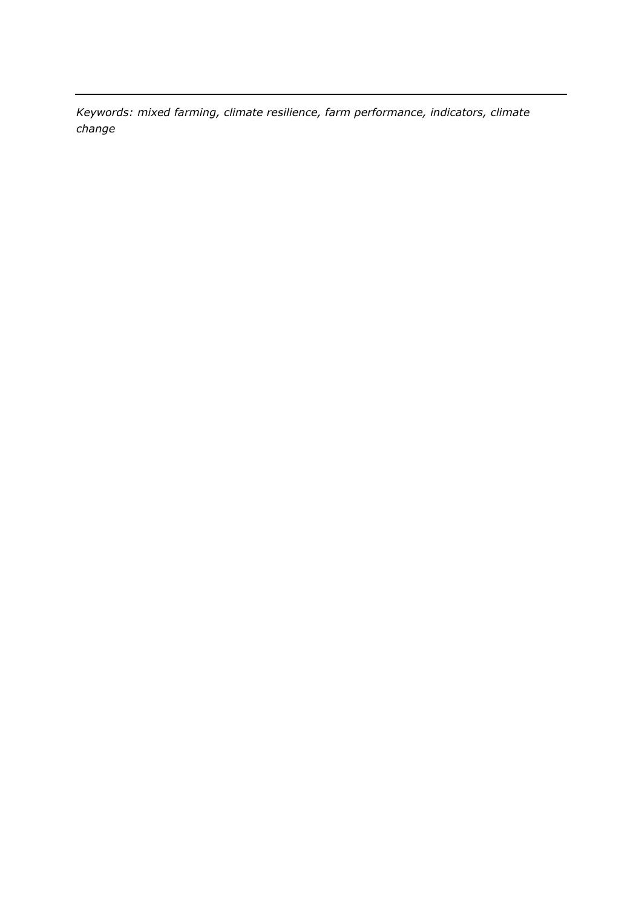---

*Keywords: mixed farming, climate resilience, farm performance, indicators, climate change*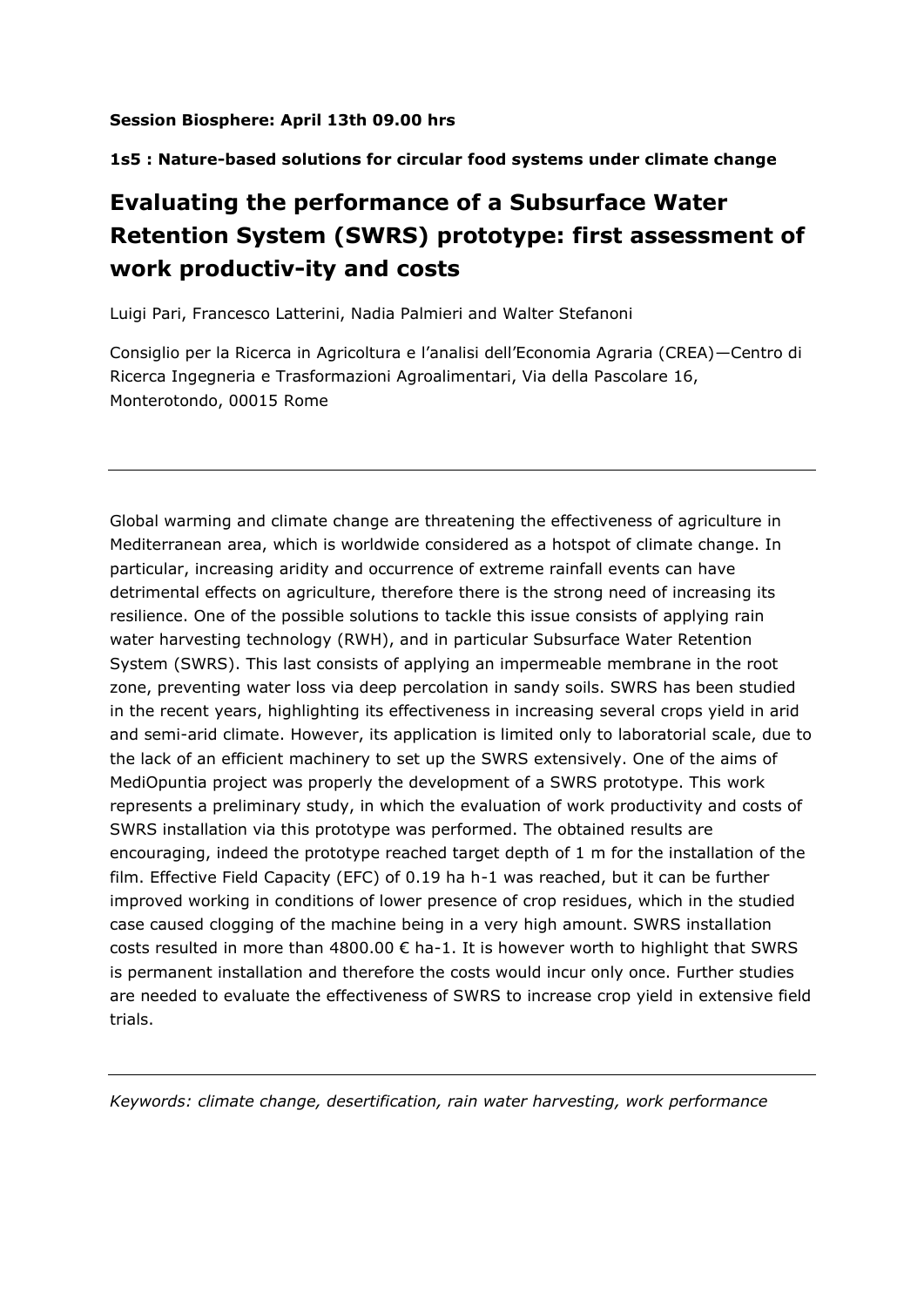**Session Biosphere: April 13th 09.00 hrs**

**1s5 : Nature-based solutions for circular food systems under climate change**

# Evaluating the performance of a Subsurface Water Retention System (SWRS) prototype: first assessment of work productiv-ity and costs

Luigi Pari, Francesco Latterini, Nadia Palmieri and Walter Stefanoni

Consiglio per la Ricerca in Agricoltura e l'analisi dell'Economia Agraria (CREA)—Centro di Ricerca Ingegneria e Trasformazioni Agroalimentari, Via della Pascolare 16, Monterotondo, 00015 Rome

---

Global warming and climate change are threatening the effectiveness of agriculture in Mediterranean area, which is worldwide considered as a hotspot of climate change. In particular, increasing aridity and occurrence of extreme rainfall events can have detrimental effects on agriculture, therefore there is the strong need of increasing its resilience. One of the possible solutions to tackle this issue consists of applying rain water harvesting technology (RWH), and in particular Subsurface Water Retention System (SWRS). This last consists of applying an impermeable membrane in the root zone, preventing water loss via deep percolation in sandy soils. SWRS has been studied in the recent years, highlighting its effectiveness in increasing several crops yield in arid and semi-arid climate. However, its application is limited only to laboratorial scale, due to the lack of an efficient machinery to set up the SWRS extensively. One of the aims of MediOpuntia project was properly the development of a SWRS prototype. This work represents a preliminary study, in which the evaluation of work productivity and costs of SWRS installation via this prototype was performed. The obtained results are encouraging, indeed the prototype reached target depth of 1 m for the installation of the film. Effective Field Capacity (EFC) of 0.19 ha h-1 was reached, but it can be further improved working in conditions of lower presence of crop residues, which in the studied case caused clogging of the machine being in a very high amount. SWRS installation costs resulted in more than 4800.00 € ha-1. It is however worth to highlight that SWRS is permanent installation and therefore the costs would incur only once. Further studies are needed to evaluate the effectiveness of SWRS to increase crop yield in extensive field trials.

---

*Keywords: climate change, desertification, rain water harvesting, work performance*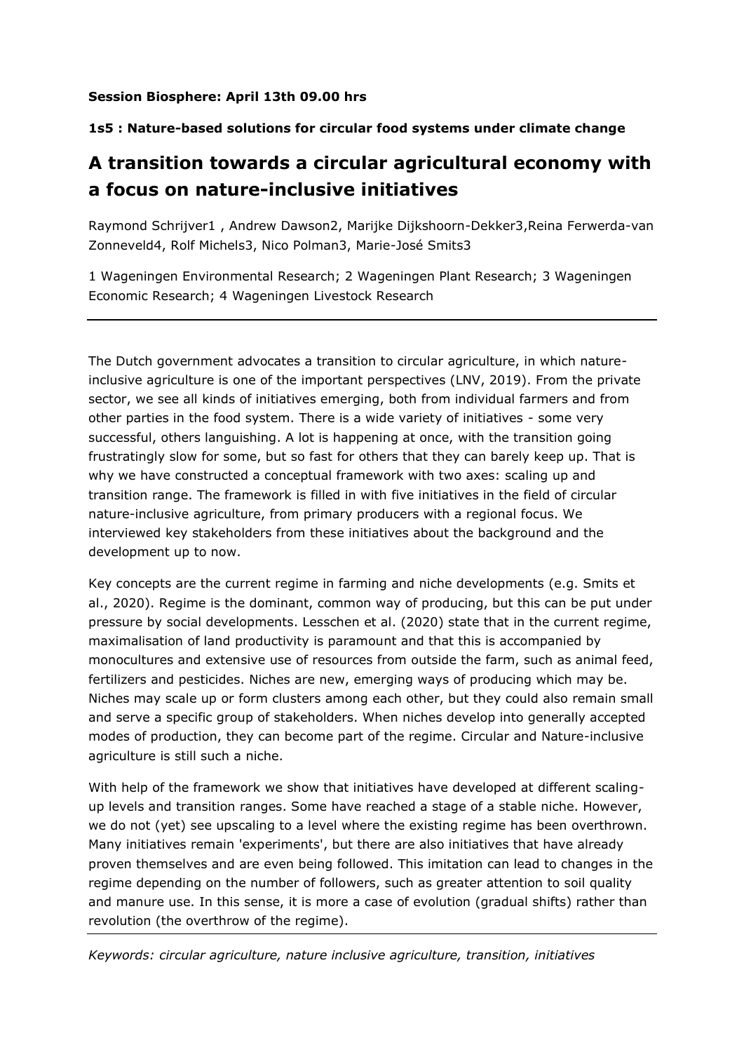**Session Biosphere: April 13th 09.00 hrs**

**1s5 : Nature-based solutions for circular food systems under climate change**

# A transition towards a circular agricultural economy with a focus on nature-inclusive initiatives

Raymond Schrijver[1] , Andrew Dawson[2], Marijke Dijkshoorn-Dekker[3],Reina Ferwerda-van Zonneveld[4], Rolf Michels[3], Nico Polman[3], Marie-José Smits[3]

1 Wageningen Environmental Research; 2 Wageningen Plant Research; 3 Wageningen Economic Research; 4 Wageningen Livestock Research

---

The Dutch government advocates a transition to circular agriculture, in which nature-inclusive agriculture is one of the important perspectives (LNV, 2019). From the private sector, we see all kinds of initiatives emerging, both from individual farmers and from other parties in the food system. There is a wide variety of initiatives - some very successful, others languishing. A lot is happening at once, with the transition going frustratingly slow for some, but so fast for others that they can barely keep up. That is why we have constructed a conceptual framework with two axes: scaling up and transition range. The framework is filled in with five initiatives in the field of circular nature-inclusive agriculture, from primary producers with a regional focus. We interviewed key stakeholders from these initiatives about the background and the development up to now.

Key concepts are the current regime in farming and niche developments (e.g. Smits et al., 2020). Regime is the dominant, common way of producing, but this can be put under pressure by social developments. Lesschen et al. (2020) state that in the current regime, maximalisation of land productivity is paramount and that this is accompanied by monocultures and extensive use of resources from outside the farm, such as animal feed, fertilizers and pesticides. Niches are new, emerging ways of producing which may be. Niches may scale up or form clusters among each other, but they could also remain small and serve a specific group of stakeholders. When niches develop into generally accepted modes of production, they can become part of the regime. Circular and Nature-inclusive agriculture is still such a niche.

With help of the framework we show that initiatives have developed at different scaling-up levels and transition ranges. Some have reached a stage of a stable niche. However, we do not (yet) see upscaling to a level where the existing regime has been overthrown. Many initiatives remain 'experiments', but there are also initiatives that have already proven themselves and are even being followed. This imitation can lead to changes in the regime depending on the number of followers, such as greater attention to soil quality and manure use. In this sense, it is more a case of evolution (gradual shifts) rather than revolution (the overthrow of the regime).

---

*Keywords: circular agriculture, nature inclusive agriculture, transition, initiatives*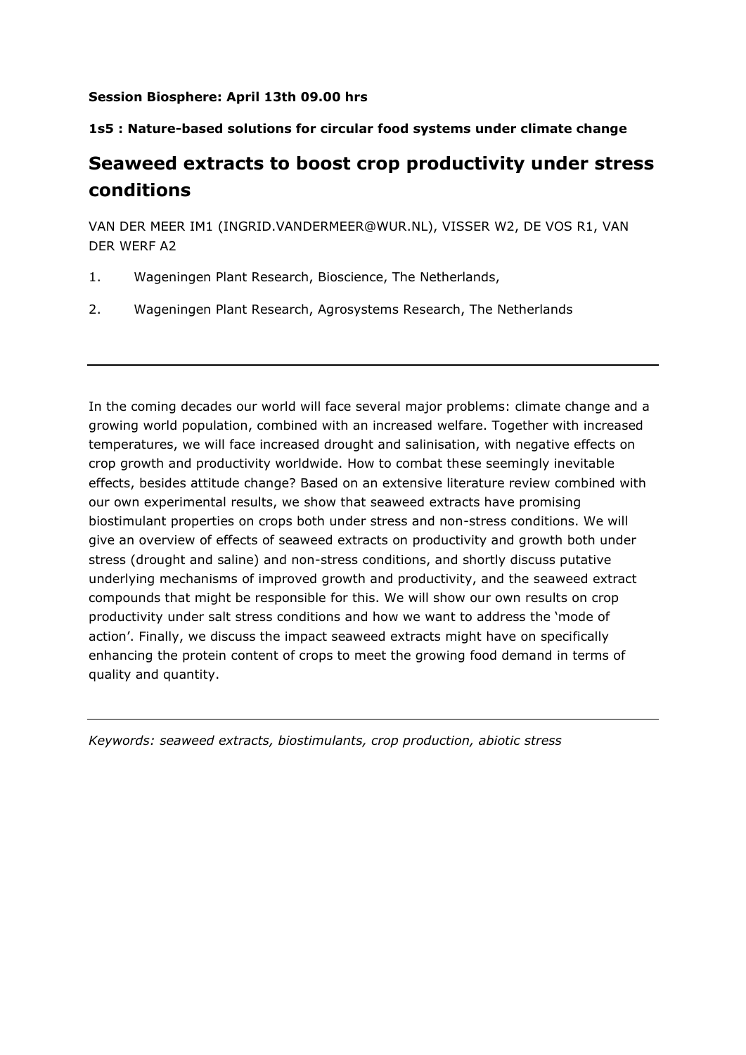**Session Biosphere: April 13th 09.00 hrs**

**1s5 : Nature-based solutions for circular food systems under climate change**

# Seaweed extracts to boost crop productivity under stress conditions

VAN DER MEER IM1 (INGRID.VANDERMEER@WUR.NL), VISSER W2, DE VOS R1, VAN DER WERF A2

1. Wageningen Plant Research, Bioscience, The Netherlands,
2. Wageningen Plant Research, Agrosystems Research, The Netherlands

---

In the coming decades our world will face several major problems: climate change and a growing world population, combined with an increased welfare. Together with increased temperatures, we will face increased drought and salinisation, with negative effects on crop growth and productivity worldwide. How to combat these seemingly inevitable effects, besides attitude change? Based on an extensive literature review combined with our own experimental results, we show that seaweed extracts have promising biostimulant properties on crops both under stress and non-stress conditions. We will give an overview of effects of seaweed extracts on productivity and growth both under stress (drought and saline) and non-stress conditions, and shortly discuss putative underlying mechanisms of improved growth and productivity, and the seaweed extract compounds that might be responsible for this. We will show our own results on crop productivity under salt stress conditions and how we want to address the 'mode of action'. Finally, we discuss the impact seaweed extracts might have on specifically enhancing the protein content of crops to meet the growing food demand in terms of quality and quantity.

---

*Keywords: seaweed extracts, biostimulants, crop production, abiotic stress*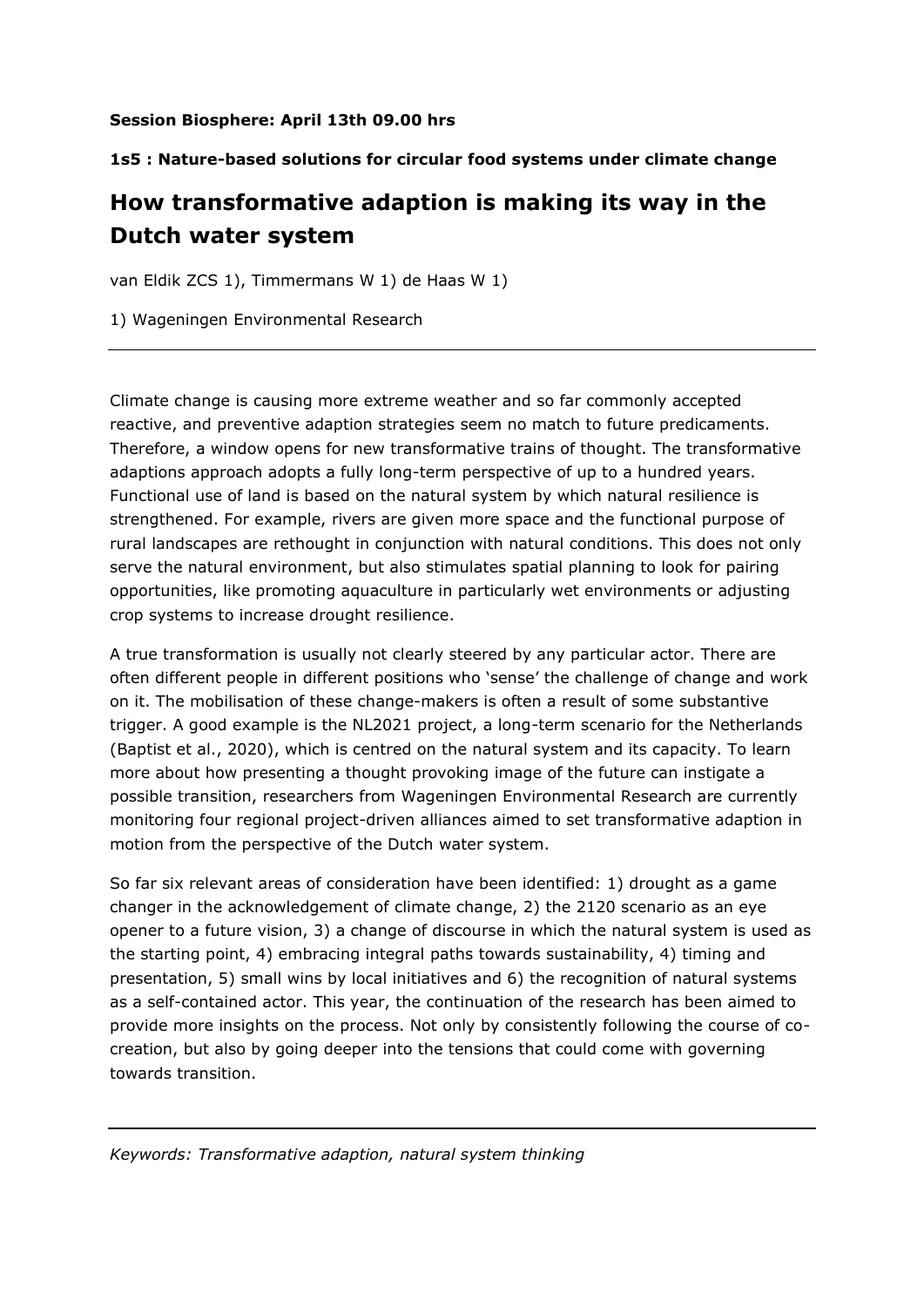**Session Biosphere: April 13th 09.00 hrs**

**1s5 : Nature-based solutions for circular food systems under climate change**

# How transformative adaption is making its way in the Dutch water system

van Eldik ZCS 1), Timmermans W 1) de Haas W 1)

1) Wageningen Environmental Research

---

Climate change is causing more extreme weather and so far commonly accepted reactive, and preventive adaption strategies seem no match to future predicaments. Therefore, a window opens for new transformative trains of thought. The transformative adaptions approach adopts a fully long-term perspective of up to a hundred years. Functional use of land is based on the natural system by which natural resilience is strengthened. For example, rivers are given more space and the functional purpose of rural landscapes are rethought in conjunction with natural conditions. This does not only serve the natural environment, but also stimulates spatial planning to look for pairing opportunities, like promoting aquaculture in particularly wet environments or adjusting crop systems to increase drought resilience.

A true transformation is usually not clearly steered by any particular actor. There are often different people in different positions who 'sense' the challenge of change and work on it. The mobilisation of these change-makers is often a result of some substantive trigger. A good example is the NL2021 project, a long-term scenario for the Netherlands (Baptist et al., 2020), which is centred on the natural system and its capacity. To learn more about how presenting a thought provoking image of the future can instigate a possible transition, researchers from Wageningen Environmental Research are currently monitoring four regional project-driven alliances aimed to set transformative adaption in motion from the perspective of the Dutch water system.

So far six relevant areas of consideration have been identified: 1) drought as a game changer in the acknowledgement of climate change, 2) the 2120 scenario as an eye opener to a future vision, 3) a change of discourse in which the natural system is used as the starting point, 4) embracing integral paths towards sustainability, 4) timing and presentation, 5) small wins by local initiatives and 6) the recognition of natural systems as a self-contained actor. This year, the continuation of the research has been aimed to provide more insights on the process. Not only by consistently following the course of co-creation, but also by going deeper into the tensions that could come with governing towards transition.

---

*Keywords: Transformative adaption, natural system thinking*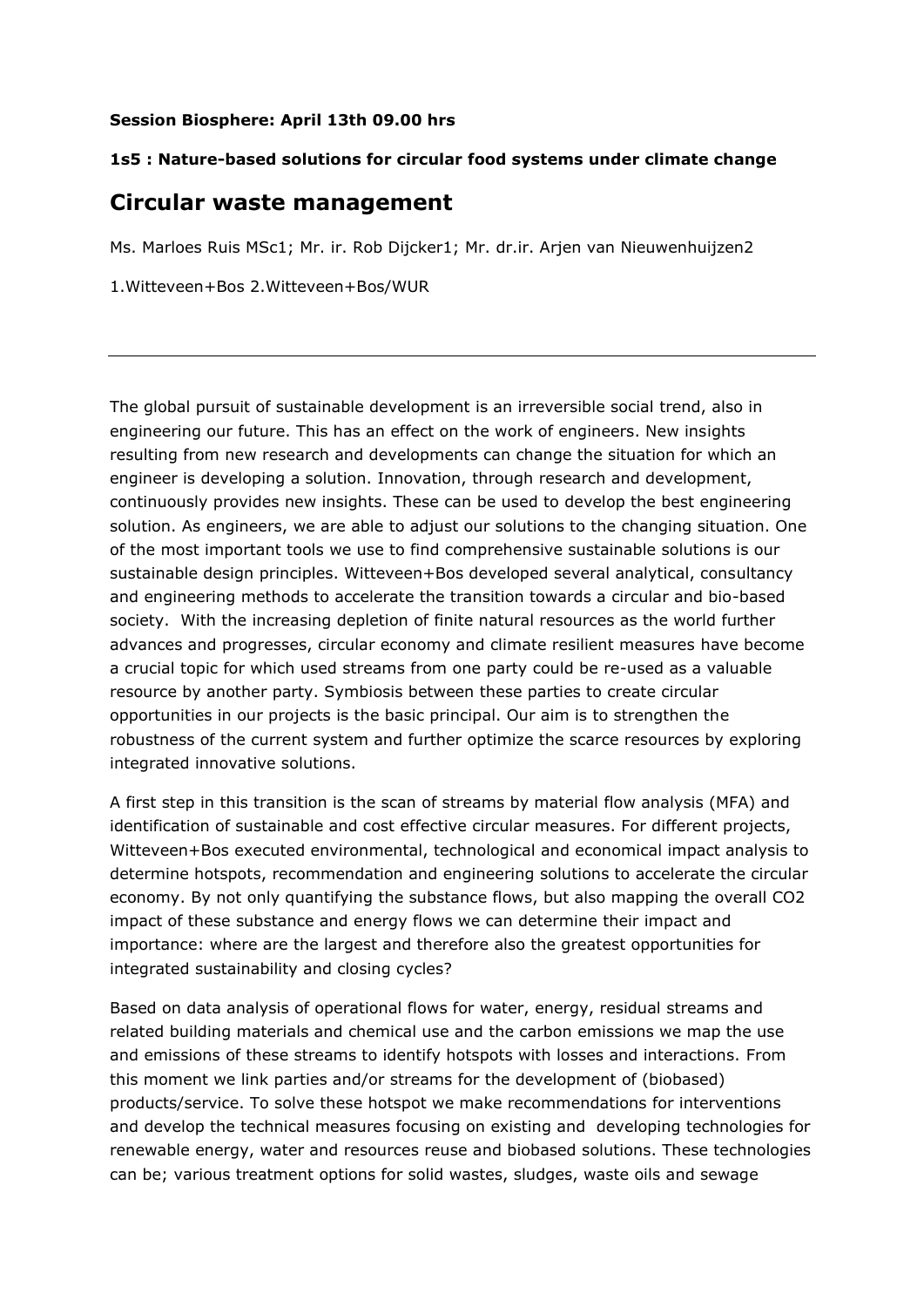**Session Biosphere: April 13th 09.00 hrs**

**1s5 : Nature-based solutions for circular food systems under climate change**

# Circular waste management

Ms. Marloes Ruis MSc1; Mr. ir. Rob Dijcker1; Mr. dr.ir. Arjen van Nieuwenhuijzen2

1.Witteveen+Bos 2.Witteveen+Bos/WUR

---

The global pursuit of sustainable development is an irreversible social trend, also in engineering our future. This has an effect on the work of engineers. New insights resulting from new research and developments can change the situation for which an engineer is developing a solution. Innovation, through research and development, continuously provides new insights. These can be used to develop the best engineering solution. As engineers, we are able to adjust our solutions to the changing situation. One of the most important tools we use to find comprehensive sustainable solutions is our sustainable design principles. Witteveen+Bos developed several analytical, consultancy and engineering methods to accelerate the transition towards a circular and bio-based society. With the increasing depletion of finite natural resources as the world further advances and progresses, circular economy and climate resilient measures have become a crucial topic for which used streams from one party could be re-used as a valuable resource by another party. Symbiosis between these parties to create circular opportunities in our projects is the basic principal. Our aim is to strengthen the robustness of the current system and further optimize the scarce resources by exploring integrated innovative solutions.

A first step in this transition is the scan of streams by material flow analysis (MFA) and identification of sustainable and cost effective circular measures. For different projects, Witteveen+Bos executed environmental, technological and economical impact analysis to determine hotspots, recommendation and engineering solutions to accelerate the circular economy. By not only quantifying the substance flows, but also mapping the overall $CO_2$ impact of these substance and energy flows we can determine their impact and importance: where are the largest and therefore also the greatest opportunities for integrated sustainability and closing cycles?

Based on data analysis of operational flows for water, energy, residual streams and related building materials and chemical use and the carbon emissions we map the use and emissions of these streams to identify hotspots with losses and interactions. From this moment we link parties and/or streams for the development of (biobased) products/service. To solve these hotspot we make recommendations for interventions and develop the technical measures focusing on existing and developing technologies for renewable energy, water and resources reuse and biobased solutions. These technologies can be; various treatment options for solid wastes, sludges, waste oils and sewage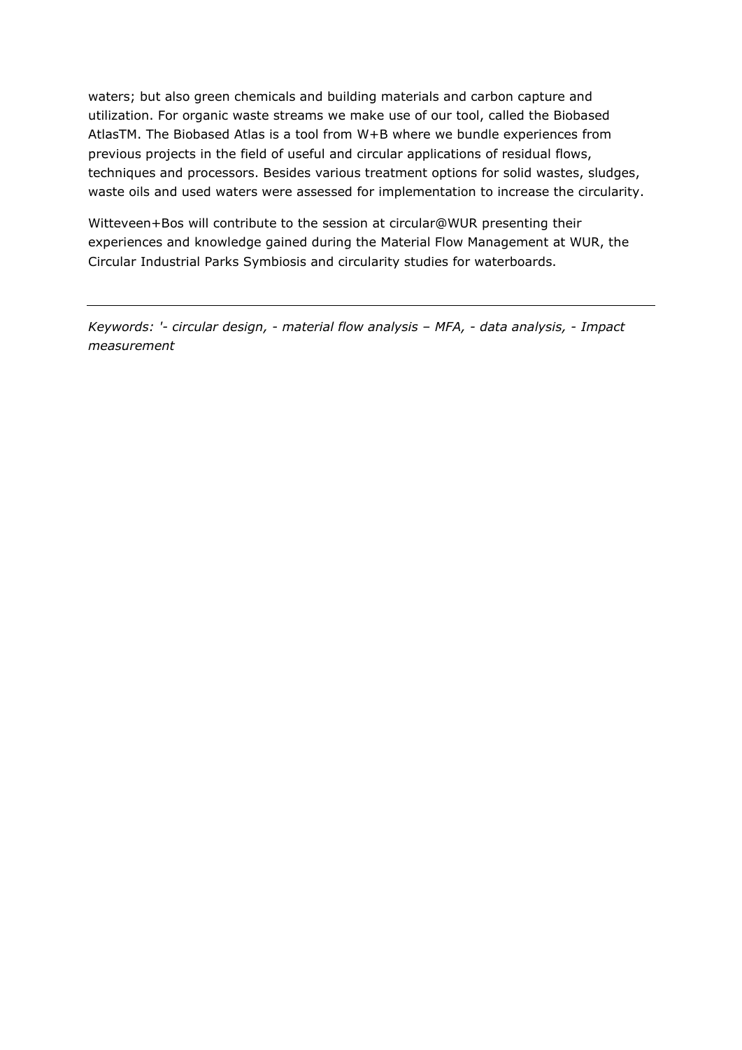waters; but also green chemicals and building materials and carbon capture and utilization. For organic waste streams we make use of our tool, called the Biobased AtlasTM. The Biobased Atlas is a tool from W+B where we bundle experiences from previous projects in the field of useful and circular applications of residual flows, techniques and processors. Besides various treatment options for solid wastes, sludges, waste oils and used waters were assessed for implementation to increase the circularity.

Witteveen+Bos will contribute to the session at circular@WUR presenting their experiences and knowledge gained during the Material Flow Management at WUR, the Circular Industrial Parks Symbiosis and circularity studies for waterboards.

---

*Keywords: '- circular design, - material flow analysis – MFA, - data analysis, - Impact measurement*